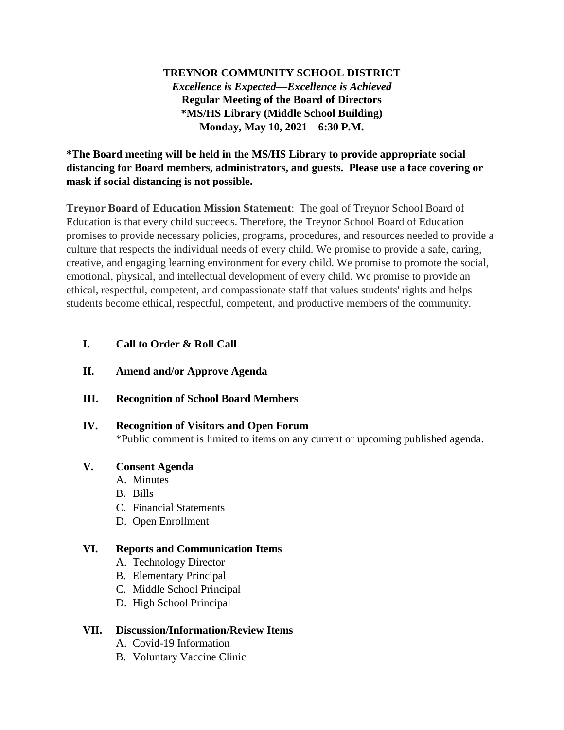**TREYNOR COMMUNITY SCHOOL DISTRICT**
*Excellence is Expected—Excellence is Achieved*
**Regular Meeting of the Board of Directors**
**\*MS/HS Library (Middle School Building)**
**Monday, May 10, 2021—6:30 P.M.**

**\*The Board meeting will be held in the MS/HS Library to provide appropriate social distancing for Board members, administrators, and guests. Please use a face covering or mask if social distancing is not possible.**

**Treynor Board of Education Mission Statement**: The goal of Treynor School Board of Education is that every child succeeds. Therefore, the Treynor School Board of Education promises to provide necessary policies, programs, procedures, and resources needed to provide a culture that respects the individual needs of every child. We promise to provide a safe, caring, creative, and engaging learning environment for every child. We promise to promote the social, emotional, physical, and intellectual development of every child. We promise to provide an ethical, respectful, competent, and compassionate staff that values students' rights and helps students become ethical, respectful, competent, and productive members of the community.

**I. Call to Order & Roll Call**

**II. Amend and/or Approve Agenda**

**III. Recognition of School Board Members**

**IV. Recognition of Visitors and Open Forum**
\*Public comment is limited to items on any current or upcoming published agenda.

**V. Consent Agenda**
- A. Minutes
- B. Bills
- C. Financial Statements
- D. Open Enrollment

**VI. Reports and Communication Items**
- A. Technology Director
- B. Elementary Principal
- C. Middle School Principal
- D. High School Principal

**VII. Discussion/Information/Review Items**
- A. Covid-19 Information
- B. Voluntary Vaccine Clinic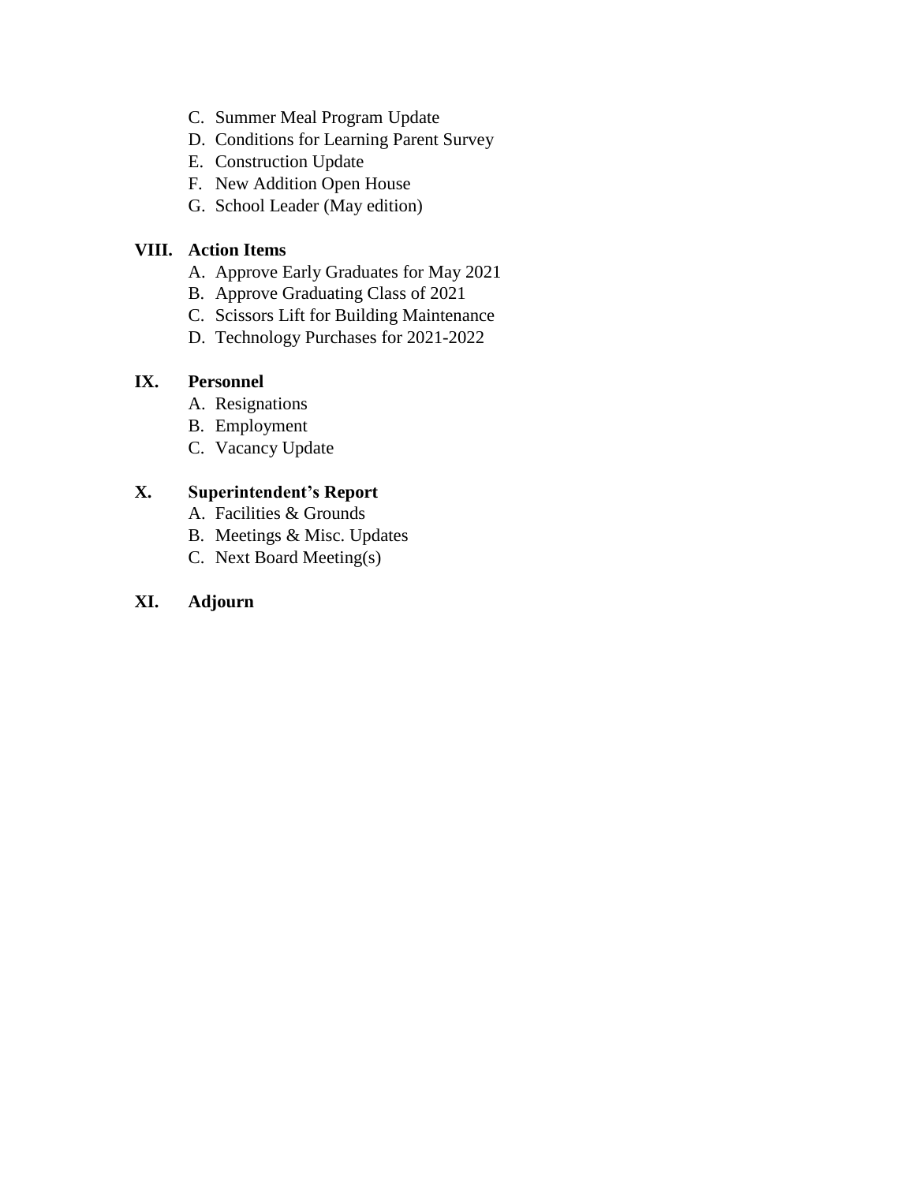C. Summer Meal Program Update
D. Conditions for Learning Parent Survey
E. Construction Update
F. New Addition Open House
G. School Leader (May edition)

**VIII. Action Items**

A. Approve Early Graduates for May 2021
B. Approve Graduating Class of 2021
C. Scissors Lift for Building Maintenance
D. Technology Purchases for 2021-2022

**IX. Personnel**

A. Resignations
B. Employment
C. Vacancy Update

**X. Superintendent's Report**

A. Facilities & Grounds
B. Meetings & Misc. Updates
C. Next Board Meeting(s)

**XI. Adjourn**